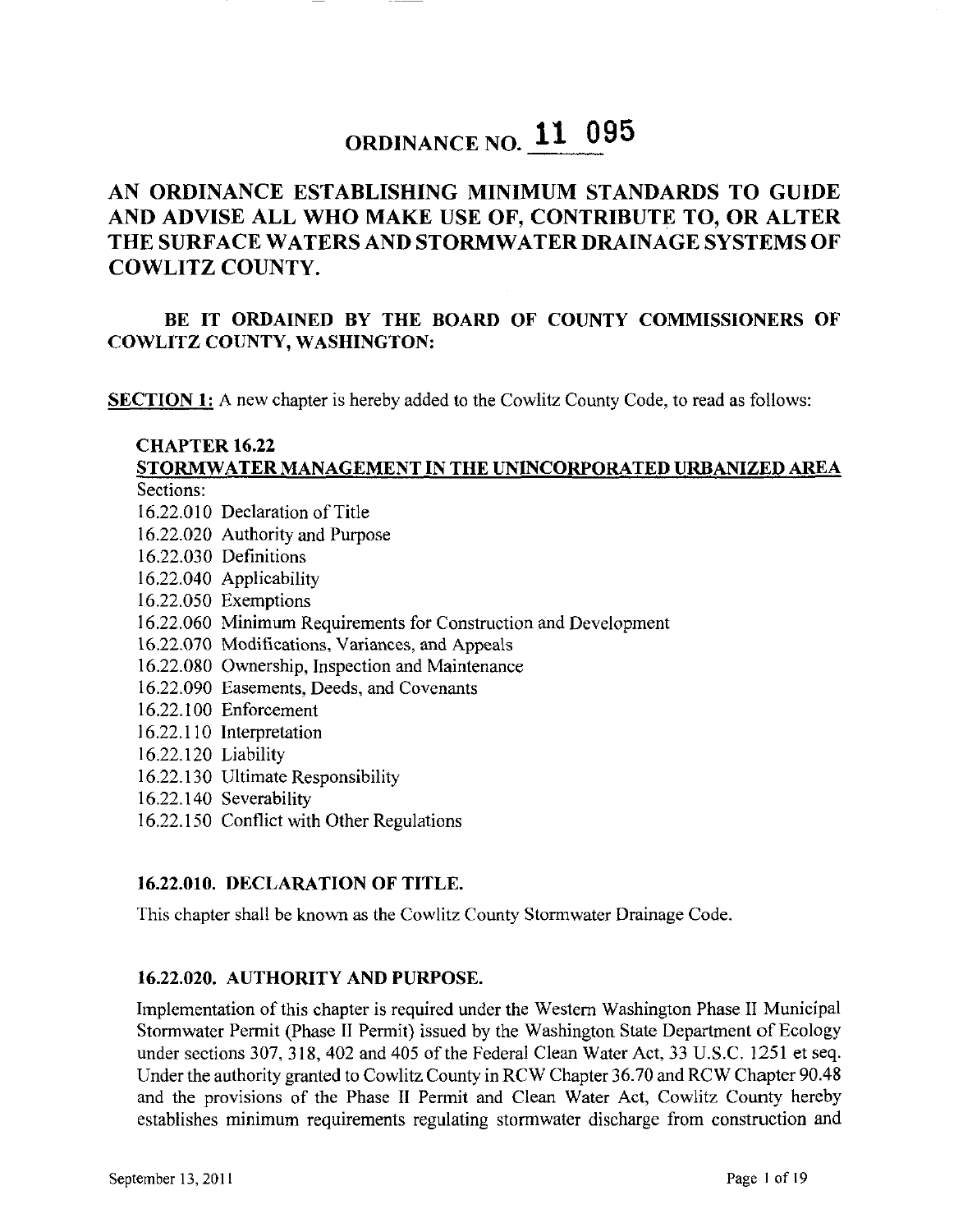# ORDINANCE NO. 11 095

## AN ORDINANCE ESTABLISHING MINIMUM STANDARDS TO GUIDE AND ADVISE ALL WHO MAKE USE OF, CONTRIBUTE TO, OR ALTER THE SURFACE WATERS AND STORMWATER DRAINAGE SYSTEMS OF COWLITZ COUNTY.

**BE IT ORDAINED BY THE BOARD OF COUNTY COMMISSIONERS OF COWLITZ COUNTY, WASHINGTON:**

**SECTION 1:** A new chapter is hereby added to the Cowlitz County Code, to read as follows:

### CHAPTER 16.22

### STORMWATER MANAGEMENT IN THE UNINCORPORATED URBANIZED AREA

Sections:

16.22.010 Declaration of Title
16.22.020 Authority and Purpose
16.22.030 Definitions
16.22.040 Applicability
16.22.050 Exemptions
16.22.060 Minimum Requirements for Construction and Development
16.22.070 Modifications, Variances, and Appeals
16.22.080 Ownership, Inspection and Maintenance
16.22.090 Easements, Deeds, and Covenants
16.22.100 Enforcement
16.22.110 Interpretation
16.22.120 Liability
16.22.130 Ultimate Responsibility
16.22.140 Severability
16.22.150 Conflict with Other Regulations

### 16.22.010. DECLARATION OF TITLE.

This chapter shall be known as the Cowlitz County Stormwater Drainage Code.

### 16.22.020. AUTHORITY AND PURPOSE.

Implementation of this chapter is required under the Western Washington Phase II Municipal Stormwater Permit (Phase II Permit) issued by the Washington State Department of Ecology under sections 307, 318, 402 and 405 of the Federal Clean Water Act, 33 U.S.C. 1251 et seq. Under the authority granted to Cowlitz County in RCW Chapter 36.70 and RCW Chapter 90.48 and the provisions of the Phase II Permit and Clean Water Act, Cowlitz County hereby establishes minimum requirements regulating stormwater discharge from construction and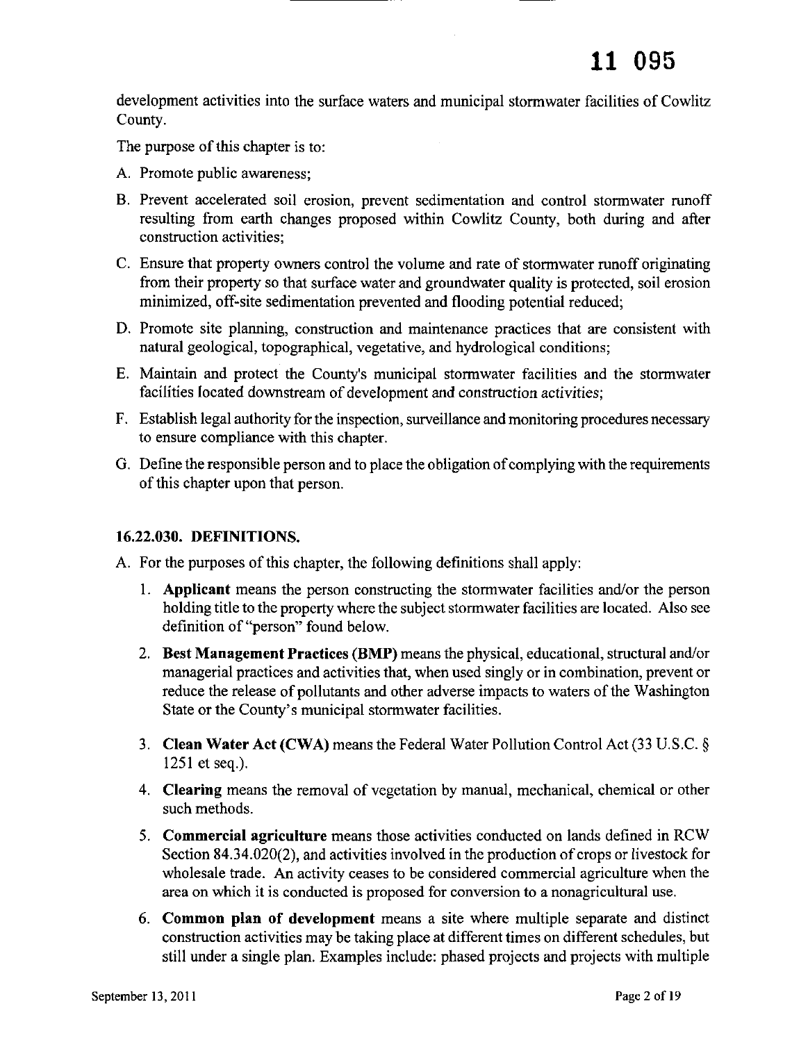development activities into the surface waters and municipal stormwater facilities of Cowlitz County.

The purpose of this chapter is to:

A. Promote public awareness;

B. Prevent accelerated soil erosion, prevent sedimentation and control stormwater runoff resulting from earth changes proposed within Cowlitz County, both during and after construction activities;

C. Ensure that property owners control the volume and rate of stormwater runoff originating from their property so that surface water and groundwater quality is protected, soil erosion minimized, off-site sedimentation prevented and flooding potential reduced;

D. Promote site planning, construction and maintenance practices that are consistent with natural geological, topographical, vegetative, and hydrological conditions;

E. Maintain and protect the County's municipal stormwater facilities and the stormwater facilities located downstream of development and construction activities;

F. Establish legal authority for the inspection, surveillance and monitoring procedures necessary to ensure compliance with this chapter.

G. Define the responsible person and to place the obligation of complying with the requirements of this chapter upon that person.

### 16.22.030. DEFINITIONS.

A. For the purposes of this chapter, the following definitions shall apply:

1. **Applicant** means the person constructing the stormwater facilities and/or the person holding title to the property where the subject stormwater facilities are located. Also see definition of "person" found below.

2. **Best Management Practices (BMP)** means the physical, educational, structural and/or managerial practices and activities that, when used singly or in combination, prevent or reduce the release of pollutants and other adverse impacts to waters of the Washington State or the County's municipal stormwater facilities.

3. **Clean Water Act (CWA)** means the Federal Water Pollution Control Act (33 U.S.C. § 1251 et seq.).

4. **Clearing** means the removal of vegetation by manual, mechanical, chemical or other such methods.

5. **Commercial agriculture** means those activities conducted on lands defined in RCW Section 84.34.020(2), and activities involved in the production of crops or livestock for wholesale trade. An activity ceases to be considered commercial agriculture when the area on which it is conducted is proposed for conversion to a nonagricultural use.

6. **Common plan of development** means a site where multiple separate and distinct construction activities may be taking place at different times on different schedules, but still under a single plan. Examples include: phased projects and projects with multiple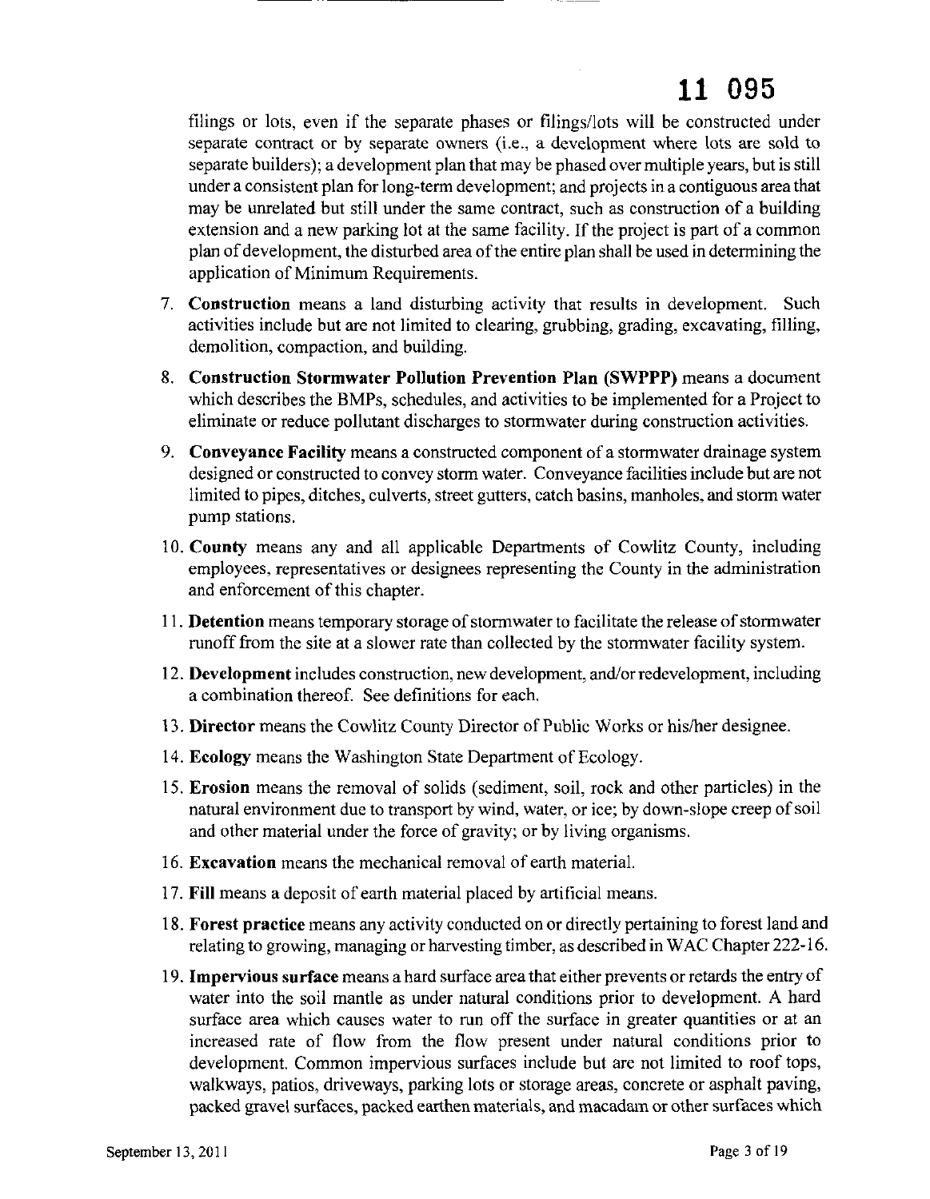filings or lots, even if the separate phases or filings/lots will be constructed under separate contract or by separate owners (i.e., a development where lots are sold to separate builders); a development plan that may be phased over multiple years, but is still under a consistent plan for long-term development; and projects in a contiguous area that may be unrelated but still under the same contract, such as construction of a building extension and a new parking lot at the same facility. If the project is part of a common plan of development, the disturbed area of the entire plan shall be used in determining the application of Minimum Requirements.

7. **Construction** means a land disturbing activity that results in development. Such activities include but are not limited to clearing, grubbing, grading, excavating, filling, demolition, compaction, and building.
8. **Construction Stormwater Pollution Prevention Plan (SWPPP)** means a document which describes the BMPs, schedules, and activities to be implemented for a Project to eliminate or reduce pollutant discharges to stormwater during construction activities.
9. **Conveyance Facility** means a constructed component of a stormwater drainage system designed or constructed to convey storm water. Conveyance facilities include but are not limited to pipes, ditches, culverts, street gutters, catch basins, manholes, and storm water pump stations.
10. **County** means any and all applicable Departments of Cowlitz County, including employees, representatives or designees representing the County in the administration and enforcement of this chapter.
11. **Detention** means temporary storage of stormwater to facilitate the release of stormwater runoff from the site at a slower rate than collected by the stormwater facility system.
12. **Development** includes construction, new development, and/or redevelopment, including a combination thereof. See definitions for each.
13. **Director** means the Cowlitz County Director of Public Works or his/her designee.
14. **Ecology** means the Washington State Department of Ecology.
15. **Erosion** means the removal of solids (sediment, soil, rock and other particles) in the natural environment due to transport by wind, water, or ice; by down-slope creep of soil and other material under the force of gravity; or by living organisms.
16. **Excavation** means the mechanical removal of earth material.
17. **Fill** means a deposit of earth material placed by artificial means.
18. **Forest practice** means any activity conducted on or directly pertaining to forest land and relating to growing, managing or harvesting timber, as described in WAC Chapter 222-16.
19. **Impervious surface** means a hard surface area that either prevents or retards the entry of water into the soil mantle as under natural conditions prior to development. A hard surface area which causes water to run off the surface in greater quantities or at an increased rate of flow from the flow present under natural conditions prior to development. Common impervious surfaces include but are not limited to roof tops, walkways, patios, driveways, parking lots or storage areas, concrete or asphalt paving, packed gravel surfaces, packed earthen materials, and macadam or other surfaces which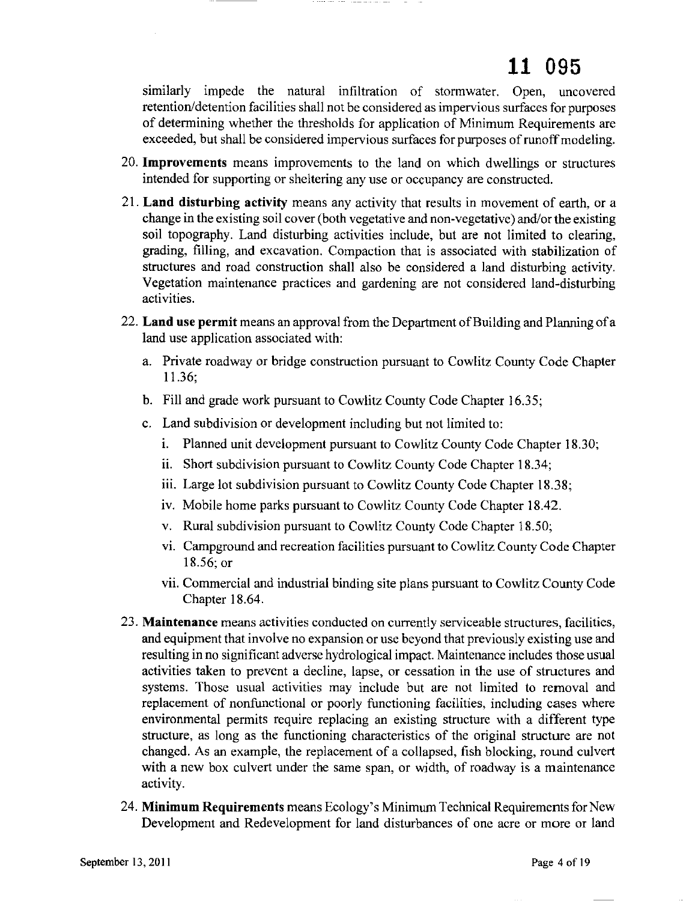similarly impede the natural infiltration of stormwater. Open, uncovered retention/detention facilities shall not be considered as impervious surfaces for purposes of determining whether the thresholds for application of Minimum Requirements are exceeded, but shall be considered impervious surfaces for purposes of runoff modeling.

20. **Improvements** means improvements to the land on which dwellings or structures intended for supporting or sheltering any use or occupancy are constructed.

21. **Land disturbing activity** means any activity that results in movement of earth, or a change in the existing soil cover (both vegetative and non-vegetative) and/or the existing soil topography. Land disturbing activities include, but are not limited to clearing, grading, filling, and excavation. Compaction that is associated with stabilization of structures and road construction shall also be considered a land disturbing activity. Vegetation maintenance practices and gardening are not considered land-disturbing activities.

22. **Land use permit** means an approval from the Department of Building and Planning of a land use application associated with:
    a. Private roadway or bridge construction pursuant to Cowlitz County Code Chapter 11.36;
    b. Fill and grade work pursuant to Cowlitz County Code Chapter 16.35;
    c. Land subdivision or development including but not limited to:
        i. Planned unit development pursuant to Cowlitz County Code Chapter 18.30;
        ii. Short subdivision pursuant to Cowlitz County Code Chapter 18.34;
        iii. Large lot subdivision pursuant to Cowlitz County Code Chapter 18.38;
        iv. Mobile home parks pursuant to Cowlitz County Code Chapter 18.42.
        v. Rural subdivision pursuant to Cowlitz County Code Chapter 18.50;
        vi. Campground and recreation facilities pursuant to Cowlitz County Code Chapter 18.56; or
        vii. Commercial and industrial binding site plans pursuant to Cowlitz County Code Chapter 18.64.

23. **Maintenance** means activities conducted on currently serviceable structures, facilities, and equipment that involve no expansion or use beyond that previously existing use and resulting in no significant adverse hydrological impact. Maintenance includes those usual activities taken to prevent a decline, lapse, or cessation in the use of structures and systems. Those usual activities may include but are not limited to removal and replacement of nonfunctional or poorly functioning facilities, including cases where environmental permits require replacing an existing structure with a different type structure, as long as the functioning characteristics of the original structure are not changed. As an example, the replacement of a collapsed, fish blocking, round culvert with a new box culvert under the same span, or width, of roadway is a maintenance activity.

24. **Minimum Requirements** means Ecology's Minimum Technical Requirements for New Development and Redevelopment for land disturbances of one acre or more or land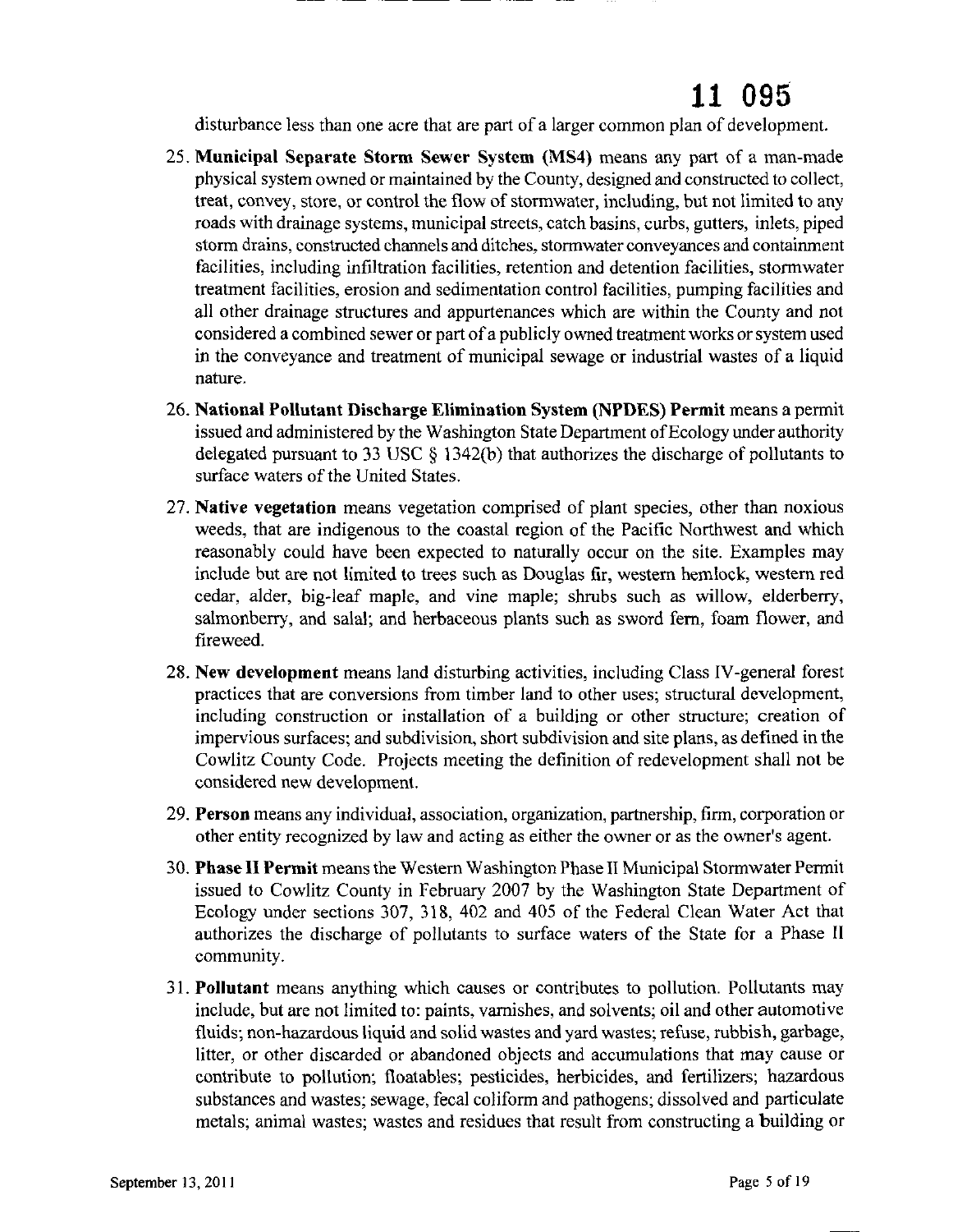disturbance less than one acre that are part of a larger common plan of development.

25. **Municipal Separate Storm Sewer System (MS4)** means any part of a man-made physical system owned or maintained by the County, designed and constructed to collect, treat, convey, store, or control the flow of stormwater, including, but not limited to any roads with drainage systems, municipal streets, catch basins, curbs, gutters, inlets, piped storm drains, constructed channels and ditches, stormwater conveyances and containment facilities, including infiltration facilities, retention and detention facilities, stormwater treatment facilities, erosion and sedimentation control facilities, pumping facilities and all other drainage structures and appurtenances which are within the County and not considered a combined sewer or part of a publicly owned treatment works or system used in the conveyance and treatment of municipal sewage or industrial wastes of a liquid nature.

26. **National Pollutant Discharge Elimination System (NPDES) Permit** means a permit issued and administered by the Washington State Department of Ecology under authority delegated pursuant to 33 USC § 1342(b) that authorizes the discharge of pollutants to surface waters of the United States.

27. **Native vegetation** means vegetation comprised of plant species, other than noxious weeds, that are indigenous to the coastal region of the Pacific Northwest and which reasonably could have been expected to naturally occur on the site. Examples may include but are not limited to trees such as Douglas fir, western hemlock, western red cedar, alder, big-leaf maple, and vine maple; shrubs such as willow, elderberry, salmonberry, and salal; and herbaceous plants such as sword fern, foam flower, and fireweed.

28. **New development** means land disturbing activities, including Class IV-general forest practices that are conversions from timber land to other uses; structural development, including construction or installation of a building or other structure; creation of impervious surfaces; and subdivision, short subdivision and site plans, as defined in the Cowlitz County Code. Projects meeting the definition of redevelopment shall not be considered new development.

29. **Person** means any individual, association, organization, partnership, firm, corporation or other entity recognized by law and acting as either the owner or as the owner's agent.

30. **Phase II Permit** means the Western Washington Phase II Municipal Stormwater Permit issued to Cowlitz County in February 2007 by the Washington State Department of Ecology under sections 307, 318, 402 and 405 of the Federal Clean Water Act that authorizes the discharge of pollutants to surface waters of the State for a Phase II community.

31. **Pollutant** means anything which causes or contributes to pollution. Pollutants may include, but are not limited to: paints, varnishes, and solvents; oil and other automotive fluids; non-hazardous liquid and solid wastes and yard wastes; refuse, rubbish, garbage, litter, or other discarded or abandoned objects and accumulations that may cause or contribute to pollution; floatables; pesticides, herbicides, and fertilizers; hazardous substances and wastes; sewage, fecal coliform and pathogens; dissolved and particulate metals; animal wastes; wastes and residues that result from constructing a building or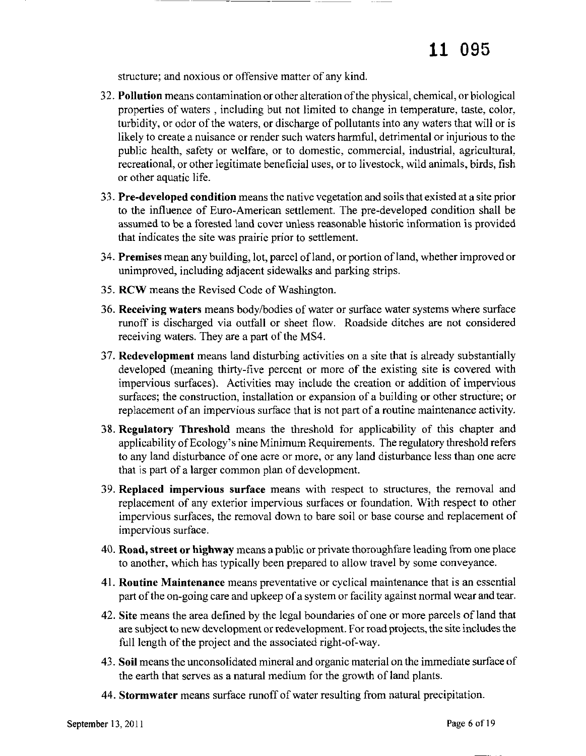structure; and noxious or offensive matter of any kind.

32. **Pollution** means contamination or other alteration of the physical, chemical, or biological properties of waters , including but not limited to change in temperature, taste, color, turbidity, or odor of the waters, or discharge of pollutants into any waters that will or is likely to create a nuisance or render such waters harmful, detrimental or injurious to the public health, safety or welfare, or to domestic, commercial, industrial, agricultural, recreational, or other legitimate beneficial uses, or to livestock, wild animals, birds, fish or other aquatic life.

33. **Pre-developed condition** means the native vegetation and soils that existed at a site prior to the influence of Euro-American settlement. The pre-developed condition shall be assumed to be a forested land cover unless reasonable historic information is provided that indicates the site was prairie prior to settlement.

34. **Premises** mean any building, lot, parcel of land, or portion of land, whether improved or unimproved, including adjacent sidewalks and parking strips.

35. **RCW** means the Revised Code of Washington.

36. **Receiving waters** means body/bodies of water or surface water systems where surface runoff is discharged via outfall or sheet flow. Roadside ditches are not considered receiving waters. They are a part of the MS4.

37. **Redevelopment** means land disturbing activities on a site that is already substantially developed (meaning thirty-five percent or more of the existing site is covered with impervious surfaces). Activities may include the creation or addition of impervious surfaces; the construction, installation or expansion of a building or other structure; or replacement of an impervious surface that is not part of a routine maintenance activity.

38. **Regulatory Threshold** means the threshold for applicability of this chapter and applicability of Ecology's nine Minimum Requirements. The regulatory threshold refers to any land disturbance of one acre or more, or any land disturbance less than one acre that is part of a larger common plan of development.

39. **Replaced impervious surface** means with respect to structures, the removal and replacement of any exterior impervious surfaces or foundation. With respect to other impervious surfaces, the removal down to bare soil or base course and replacement of impervious surface.

40. **Road, street or highway** means a public or private thoroughfare leading from one place to another, which has typically been prepared to allow travel by some conveyance.

41. **Routine Maintenance** means preventative or cyclical maintenance that is an essential part of the on-going care and upkeep of a system or facility against normal wear and tear.

42. **Site** means the area defined by the legal boundaries of one or more parcels of land that are subject to new development or redevelopment. For road projects, the site includes the full length of the project and the associated right-of-way.

43. **Soil** means the unconsolidated mineral and organic material on the immediate surface of the earth that serves as a natural medium for the growth of land plants.

44. **Stormwater** means surface runoff of water resulting from natural precipitation.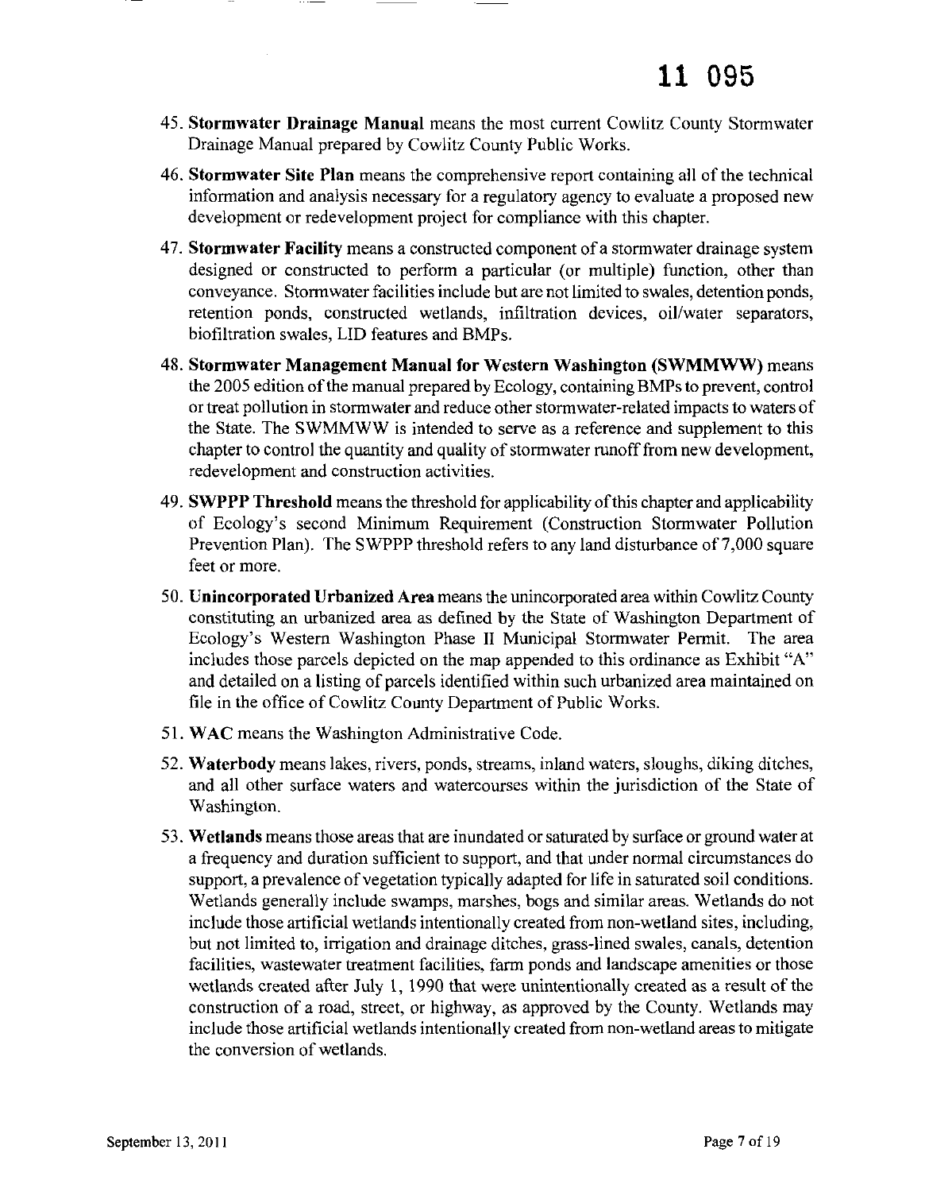45. **Stormwater Drainage Manual** means the most current Cowlitz County Stormwater Drainage Manual prepared by Cowlitz County Public Works.

46. **Stormwater Site Plan** means the comprehensive report containing all of the technical information and analysis necessary for a regulatory agency to evaluate a proposed new development or redevelopment project for compliance with this chapter.

47. **Stormwater Facility** means a constructed component of a stormwater drainage system designed or constructed to perform a particular (or multiple) function, other than conveyance. Stormwater facilities include but are not limited to swales, detention ponds, retention ponds, constructed wetlands, infiltration devices, oil/water separators, biofiltration swales, LID features and BMPs.

48. **Stormwater Management Manual for Western Washington (SWMMWW)** means the 2005 edition of the manual prepared by Ecology, containing BMPs to prevent, control or treat pollution in stormwater and reduce other stormwater-related impacts to waters of the State. The SWMMWW is intended to serve as a reference and supplement to this chapter to control the quantity and quality of stormwater runoff from new development, redevelopment and construction activities.

49. **SWPPP Threshold** means the threshold for applicability of this chapter and applicability of Ecology's second Minimum Requirement (Construction Stormwater Pollution Prevention Plan). The SWPPP threshold refers to any land disturbance of 7,000 square feet or more.

50. **Unincorporated Urbanized Area** means the unincorporated area within Cowlitz County constituting an urbanized area as defined by the State of Washington Department of Ecology's Western Washington Phase II Municipal Stormwater Permit. The area includes those parcels depicted on the map appended to this ordinance as Exhibit "A" and detailed on a listing of parcels identified within such urbanized area maintained on file in the office of Cowlitz County Department of Public Works.

51. **WAC** means the Washington Administrative Code.

52. **Waterbody** means lakes, rivers, ponds, streams, inland waters, sloughs, diking ditches, and all other surface waters and watercourses within the jurisdiction of the State of Washington.

53. **Wetlands** means those areas that are inundated or saturated by surface or ground water at a frequency and duration sufficient to support, and that under normal circumstances do support, a prevalence of vegetation typically adapted for life in saturated soil conditions. Wetlands generally include swamps, marshes, bogs and similar areas. Wetlands do not include those artificial wetlands intentionally created from non-wetland sites, including, but not limited to, irrigation and drainage ditches, grass-lined swales, canals, detention facilities, wastewater treatment facilities, farm ponds and landscape amenities or those wetlands created after July 1, 1990 that were unintentionally created as a result of the construction of a road, street, or highway, as approved by the County. Wetlands may include those artificial wetlands intentionally created from non-wetland areas to mitigate the conversion of wetlands.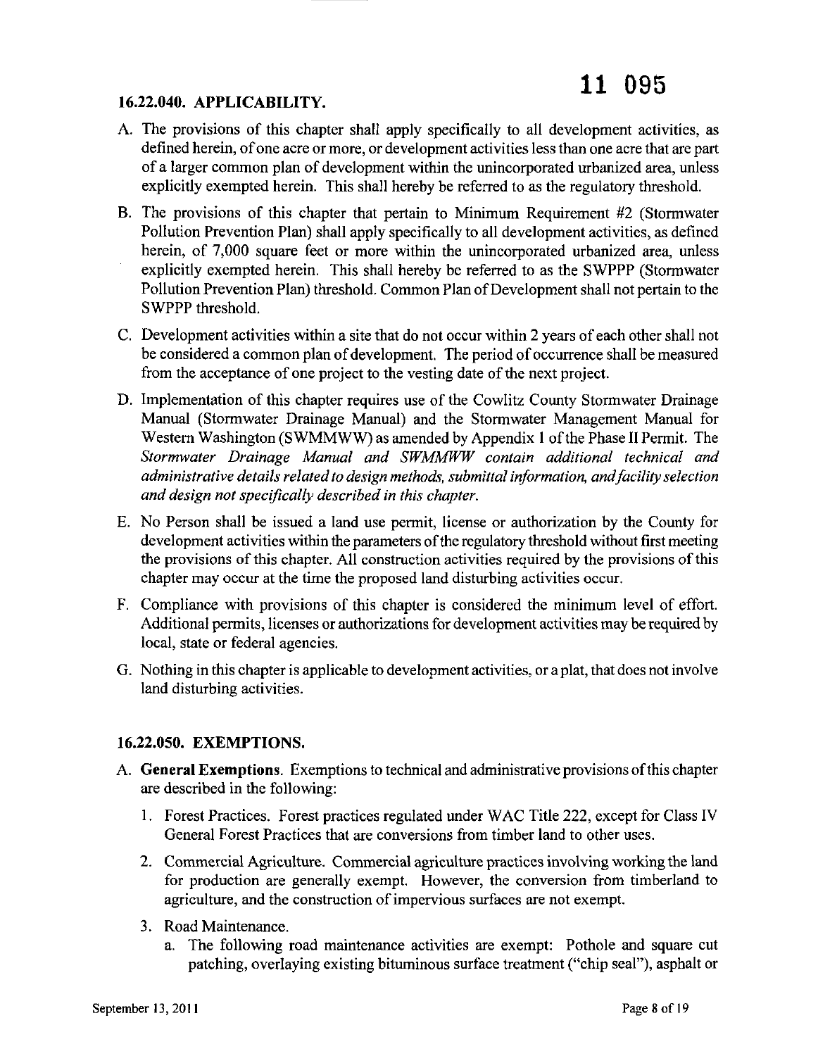11 095

### 16.22.040. APPLICABILITY.

A. The provisions of this chapter shall apply specifically to all development activities, as defined herein, of one acre or more, or development activities less than one acre that are part of a larger common plan of development within the unincorporated urbanized area, unless explicitly exempted herein. This shall hereby be referred to as the regulatory threshold.

B. The provisions of this chapter that pertain to Minimum Requirement #2 (Stormwater Pollution Prevention Plan) shall apply specifically to all development activities, as defined herein, of 7,000 square feet or more within the unincorporated urbanized area, unless explicitly exempted herein. This shall hereby be referred to as the SWPPP (Stormwater Pollution Prevention Plan) threshold. Common Plan of Development shall not pertain to the SWPPP threshold.

C. Development activities within a site that do not occur within 2 years of each other shall not be considered a common plan of development. The period of occurrence shall be measured from the acceptance of one project to the vesting date of the next project.

D. Implementation of this chapter requires use of the Cowlitz County Stormwater Drainage Manual (Stormwater Drainage Manual) and the Stormwater Management Manual for Western Washington (SWMMWW) as amended by Appendix 1 of the Phase II Permit. The *Stormwater Drainage Manual and SWMMWW contain additional technical and administrative details related to design methods, submittal information, and facility selection and design not specifically described in this chapter.*

E. No Person shall be issued a land use permit, license or authorization by the County for development activities within the parameters of the regulatory threshold without first meeting the provisions of this chapter. All construction activities required by the provisions of this chapter may occur at the time the proposed land disturbing activities occur.

F. Compliance with provisions of this chapter is considered the minimum level of effort. Additional permits, licenses or authorizations for development activities may be required by local, state or federal agencies.

G. Nothing in this chapter is applicable to development activities, or a plat, that does not involve land disturbing activities.

### 16.22.050. EXEMPTIONS.

A. **General Exemptions**. Exemptions to technical and administrative provisions of this chapter are described in the following:

   1. Forest Practices. Forest practices regulated under WAC Title 222, except for Class IV General Forest Practices that are conversions from timber land to other uses.

   2. Commercial Agriculture. Commercial agriculture practices involving working the land for production are generally exempt. However, the conversion from timberland to agriculture, and the construction of impervious surfaces are not exempt.

   3. Road Maintenance.
      a. The following road maintenance activities are exempt: Pothole and square cut patching, overlaying existing bituminous surface treatment ("chip seal"), asphalt or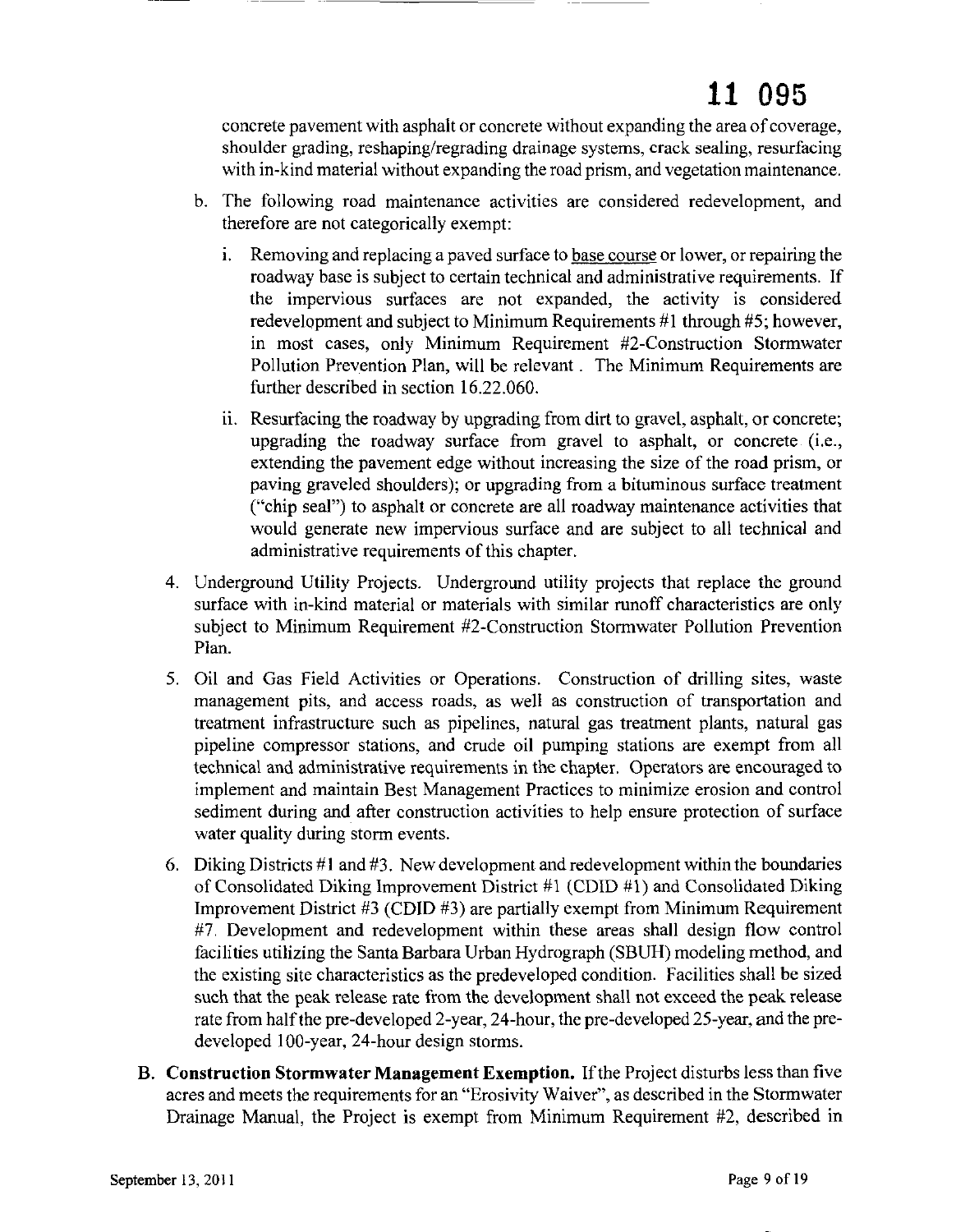concrete pavement with asphalt or concrete without expanding the area of coverage, shoulder grading, reshaping/regrading drainage systems, crack sealing, resurfacing with in-kind material without expanding the road prism, and vegetation maintenance.

b. The following road maintenance activities are considered redevelopment, and therefore are not categorically exempt:

   i. Removing and replacing a paved surface to base course or lower, or repairing the roadway base is subject to certain technical and administrative requirements. If the impervious surfaces are not expanded, the activity is considered redevelopment and subject to Minimum Requirements #1 through #5; however, in most cases, only Minimum Requirement #2-Construction Stormwater Pollution Prevention Plan, will be relevant . The Minimum Requirements are further described in section 16.22.060.

   ii. Resurfacing the roadway by upgrading from dirt to gravel, asphalt, or concrete; upgrading the roadway surface from gravel to asphalt, or concrete (i.e., extending the pavement edge without increasing the size of the road prism, or paving graveled shoulders); or upgrading from a bituminous surface treatment ("chip seal") to asphalt or concrete are all roadway maintenance activities that would generate new impervious surface and are subject to all technical and administrative requirements of this chapter.

4. Underground Utility Projects. Underground utility projects that replace the ground surface with in-kind material or materials with similar runoff characteristics are only subject to Minimum Requirement #2-Construction Stormwater Pollution Prevention Plan.

5. Oil and Gas Field Activities or Operations. Construction of drilling sites, waste management pits, and access roads, as well as construction of transportation and treatment infrastructure such as pipelines, natural gas treatment plants, natural gas pipeline compressor stations, and crude oil pumping stations are exempt from all technical and administrative requirements in the chapter. Operators are encouraged to implement and maintain Best Management Practices to minimize erosion and control sediment during and after construction activities to help ensure protection of surface water quality during storm events.

6. Diking Districts #1 and #3. New development and redevelopment within the boundaries of Consolidated Diking Improvement District #1 (CDID #1) and Consolidated Diking Improvement District #3 (CDID #3) are partially exempt from Minimum Requirement #7. Development and redevelopment within these areas shall design flow control facilities utilizing the Santa Barbara Urban Hydrograph (SBUH) modeling method, and the existing site characteristics as the predeveloped condition. Facilities shall be sized such that the peak release rate from the development shall not exceed the peak release rate from half the pre-developed 2-year, 24-hour, the pre-developed 25-year, and the pre-developed 100-year, 24-hour design storms.

**B. Construction Stormwater Management Exemption.** If the Project disturbs less than five acres and meets the requirements for an "Erosivity Waiver", as described in the Stormwater Drainage Manual, the Project is exempt from Minimum Requirement #2, described in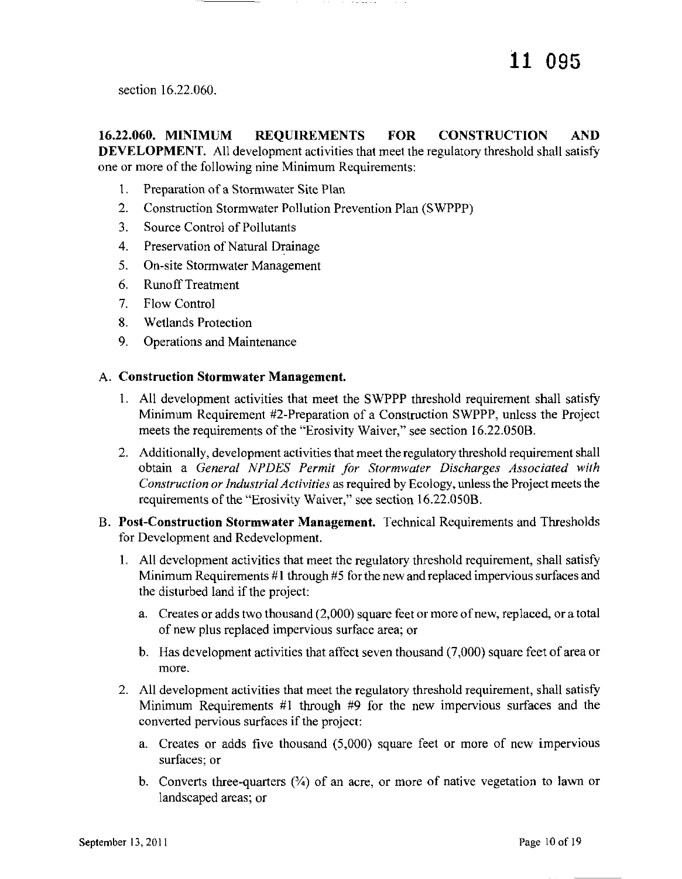section 16.22.060.

**16.22.060. MINIMUM REQUIREMENTS FOR CONSTRUCTION AND DEVELOPMENT.** All development activities that meet the regulatory threshold shall satisfy one or more of the following nine Minimum Requirements:

1. Preparation of a Stormwater Site Plan
2. Construction Stormwater Pollution Prevention Plan (SWPPP)
3. Source Control of Pollutants
4. Preservation of Natural Drainage
5. On-site Stormwater Management
6. Runoff Treatment
7. Flow Control
8. Wetlands Protection
9. Operations and Maintenance

A. **Construction Stormwater Management.**

   1. All development activities that meet the SWPPP threshold requirement shall satisfy Minimum Requirement #2-Preparation of a Construction SWPPP, unless the Project meets the requirements of the "Erosivity Waiver," see section 16.22.050B.
   2. Additionally, development activities that meet the regulatory threshold requirement shall obtain a *General NPDES Permit for Stormwater Discharges Associated with Construction or Industrial Activities* as required by Ecology, unless the Project meets the requirements of the "Erosivity Waiver," see section 16.22.050B.

B. **Post-Construction Stormwater Management.** Technical Requirements and Thresholds for Development and Redevelopment.

   1. All development activities that meet the regulatory threshold requirement, shall satisfy Minimum Requirements #1 through #5 for the new and replaced impervious surfaces and the disturbed land if the project:
      a. Creates or adds two thousand (2,000) square feet or more of new, replaced, or a total of new plus replaced impervious surface area; or
      b. Has development activities that affect seven thousand (7,000) square feet of area or more.
   2. All development activities that meet the regulatory threshold requirement, shall satisfy Minimum Requirements #1 through #9 for the new impervious surfaces and the converted pervious surfaces if the project:
      a. Creates or adds five thousand (5,000) square feet or more of new impervious surfaces; or
      b. Converts three-quarters (¾) of an acre, or more of native vegetation to lawn or landscaped areas; or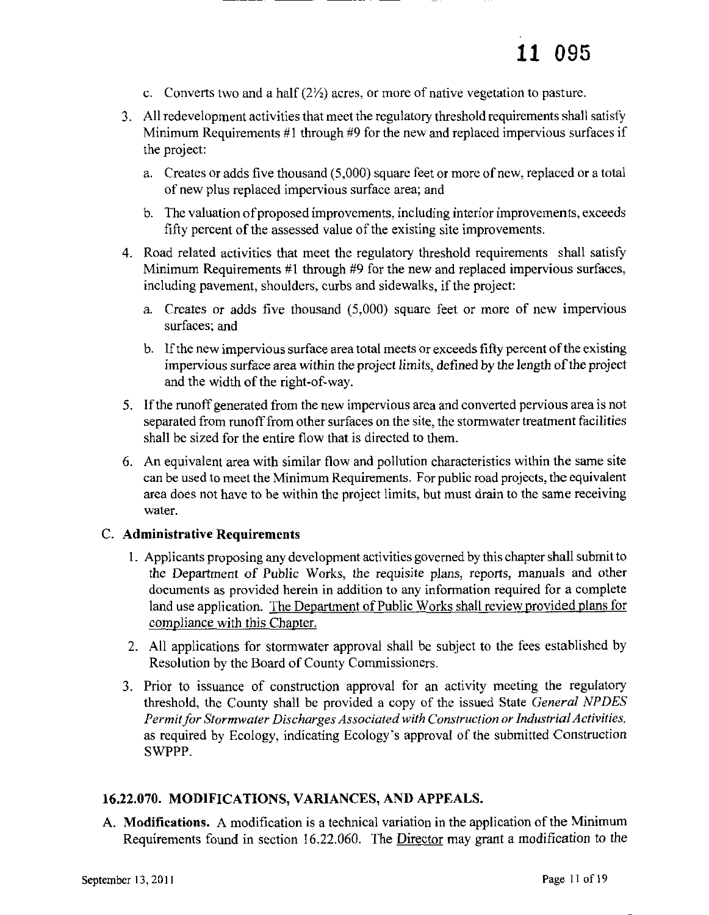c. Converts two and a half (2½) acres, or more of native vegetation to pasture.

3. All redevelopment activities that meet the regulatory threshold requirements shall satisfy Minimum Requirements #1 through #9 for the new and replaced impervious surfaces if the project:

   a. Creates or adds five thousand (5,000) square feet or more of new, replaced or a total of new plus replaced impervious surface area; and

   b. The valuation of proposed improvements, including interior improvements, exceeds fifty percent of the assessed value of the existing site improvements.

4. Road related activities that meet the regulatory threshold requirements shall satisfy Minimum Requirements #1 through #9 for the new and replaced impervious surfaces, including pavement, shoulders, curbs and sidewalks, if the project:

   a. Creates or adds five thousand (5,000) square feet or more of new impervious surfaces; and

   b. If the new impervious surface area total meets or exceeds fifty percent of the existing impervious surface area within the project limits, defined by the length of the project and the width of the right-of-way.

5. If the runoff generated from the new impervious area and converted pervious area is not separated from runoff from other surfaces on the site, the stormwater treatment facilities shall be sized for the entire flow that is directed to them.

6. An equivalent area with similar flow and pollution characteristics within the same site can be used to meet the Minimum Requirements. For public road projects, the equivalent area does not have to be within the project limits, but must drain to the same receiving water.

### C. Administrative Requirements

1. Applicants proposing any development activities governed by this chapter shall submit to the Department of Public Works, the requisite plans, reports, manuals and other documents as provided herein in addition to any information required for a complete land use application. The Department of Public Works shall review provided plans for compliance with this Chapter.

2. All applications for stormwater approval shall be subject to the fees established by Resolution by the Board of County Commissioners.

3. Prior to issuance of construction approval for an activity meeting the regulatory threshold, the County shall be provided a copy of the issued State *General NPDES Permit for Stormwater Discharges Associated with Construction or Industrial Activities*, as required by Ecology, indicating Ecology's approval of the submitted Construction SWPPP.

## 16.22.070. MODIFICATIONS, VARIANCES, AND APPEALS.

A. **Modifications.** A modification is a technical variation in the application of the Minimum Requirements found in section 16.22.060. The Director may grant a modification to the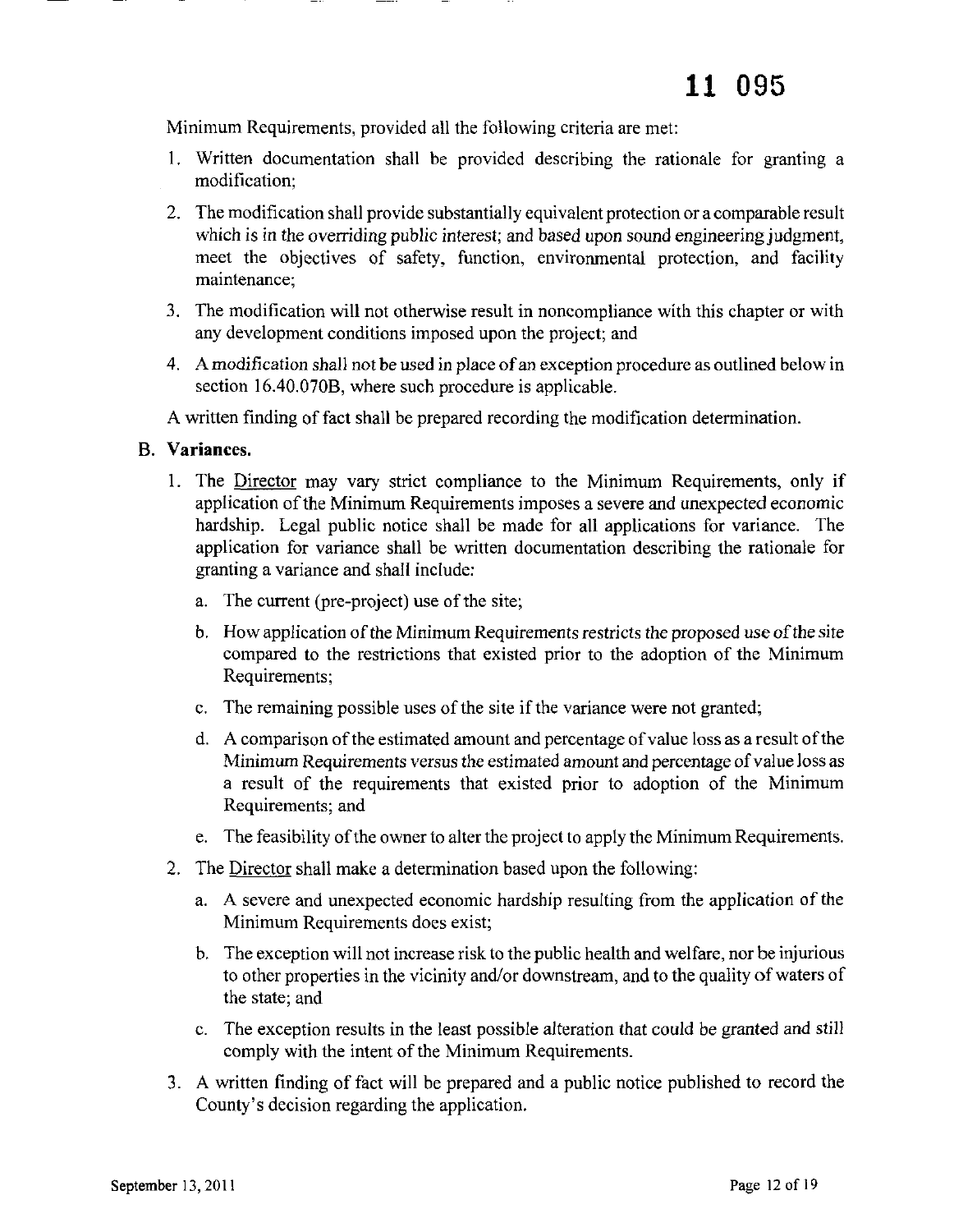Minimum Requirements, provided all the following criteria are met:

1. Written documentation shall be provided describing the rationale for granting a modification;
2. The modification shall provide substantially equivalent protection or a comparable result which is in the overriding public interest; and based upon sound engineering judgment, meet the objectives of safety, function, environmental protection, and facility maintenance;
3. The modification will not otherwise result in noncompliance with this chapter or with any development conditions imposed upon the project; and
4. A modification shall not be used in place of an exception procedure as outlined below in section 16.40.070B, where such procedure is applicable.

A written finding of fact shall be prepared recording the modification determination.

**B. Variances.**

1. The Director may vary strict compliance to the Minimum Requirements, only if application of the Minimum Requirements imposes a severe and unexpected economic hardship. Legal public notice shall be made for all applications for variance. The application for variance shall be written documentation describing the rationale for granting a variance and shall include:
   a. The current (pre-project) use of the site;
   b. How application of the Minimum Requirements restricts the proposed use of the site compared to the restrictions that existed prior to the adoption of the Minimum Requirements;
   c. The remaining possible uses of the site if the variance were not granted;
   d. A comparison of the estimated amount and percentage of value loss as a result of the Minimum Requirements versus the estimated amount and percentage of value loss as a result of the requirements that existed prior to adoption of the Minimum Requirements; and
   e. The feasibility of the owner to alter the project to apply the Minimum Requirements.
2. The Director shall make a determination based upon the following:
   a. A severe and unexpected economic hardship resulting from the application of the Minimum Requirements does exist;
   b. The exception will not increase risk to the public health and welfare, nor be injurious to other properties in the vicinity and/or downstream, and to the quality of waters of the state; and
   c. The exception results in the least possible alteration that could be granted and still comply with the intent of the Minimum Requirements.
3. A written finding of fact will be prepared and a public notice published to record the County's decision regarding the application.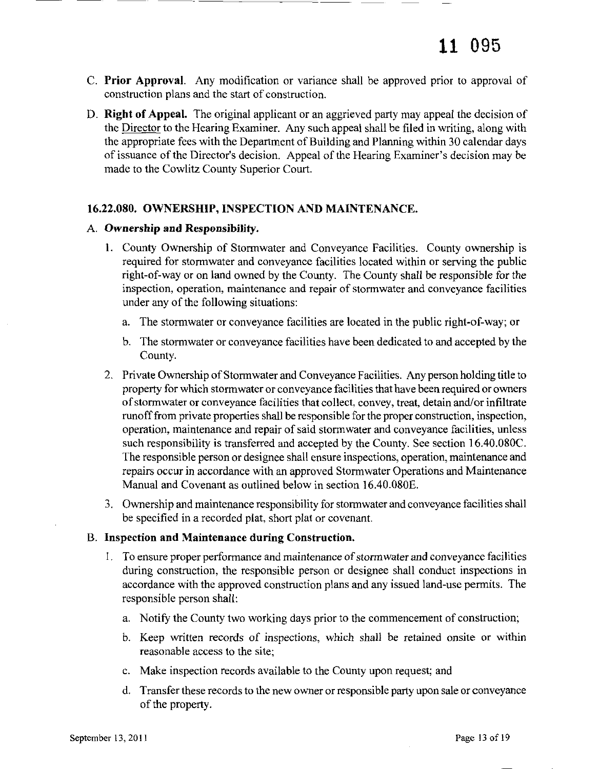C. **Prior Approval.** Any modification or variance shall be approved prior to approval of construction plans and the start of construction.

D. **Right of Appeal.** The original applicant or an aggrieved party may appeal the decision of the Director to the Hearing Examiner. Any such appeal shall be filed in writing, along with the appropriate fees with the Department of Building and Planning within 30 calendar days of issuance of the Director's decision. Appeal of the Hearing Examiner's decision may be made to the Cowlitz County Superior Court.

## 16.22.080. OWNERSHIP, INSPECTION AND MAINTENANCE.

### A. *Ownership and Responsibility.*

1. County Ownership of Stormwater and Conveyance Facilities. County ownership is required for stormwater and conveyance facilities located within or serving the public right-of-way or on land owned by the County. The County shall be responsible for the inspection, operation, maintenance and repair of stormwater and conveyance facilities under any of the following situations:

   a. The stormwater or conveyance facilities are located in the public right-of-way; or

   b. The stormwater or conveyance facilities have been dedicated to and accepted by the County.

2. Private Ownership of Stormwater and Conveyance Facilities. Any person holding title to property for which stormwater or conveyance facilities that have been required or owners of stormwater or conveyance facilities that collect, convey, treat, detain and/or infiltrate runoff from private properties shall be responsible for the proper construction, inspection, operation, maintenance and repair of said stormwater and conveyance facilities, unless such responsibility is transferred and accepted by the County. See section 16.40.080C. The responsible person or designee shall ensure inspections, operation, maintenance and repairs occur in accordance with an approved Stormwater Operations and Maintenance Manual and Covenant as outlined below in section 16.40.080E.

3. Ownership and maintenance responsibility for stormwater and conveyance facilities shall be specified in a recorded plat, short plat or covenant.

### B. Inspection and Maintenance during Construction.

1. To ensure proper performance and maintenance of stormwater and conveyance facilities during construction, the responsible person or designee shall conduct inspections in accordance with the approved construction plans and any issued land-use permits. The responsible person shall:

   a. Notify the County two working days prior to the commencement of construction;

   b. Keep written records of inspections, which shall be retained onsite or within reasonable access to the site;

   c. Make inspection records available to the County upon request; and

   d. Transfer these records to the new owner or responsible party upon sale or conveyance of the property.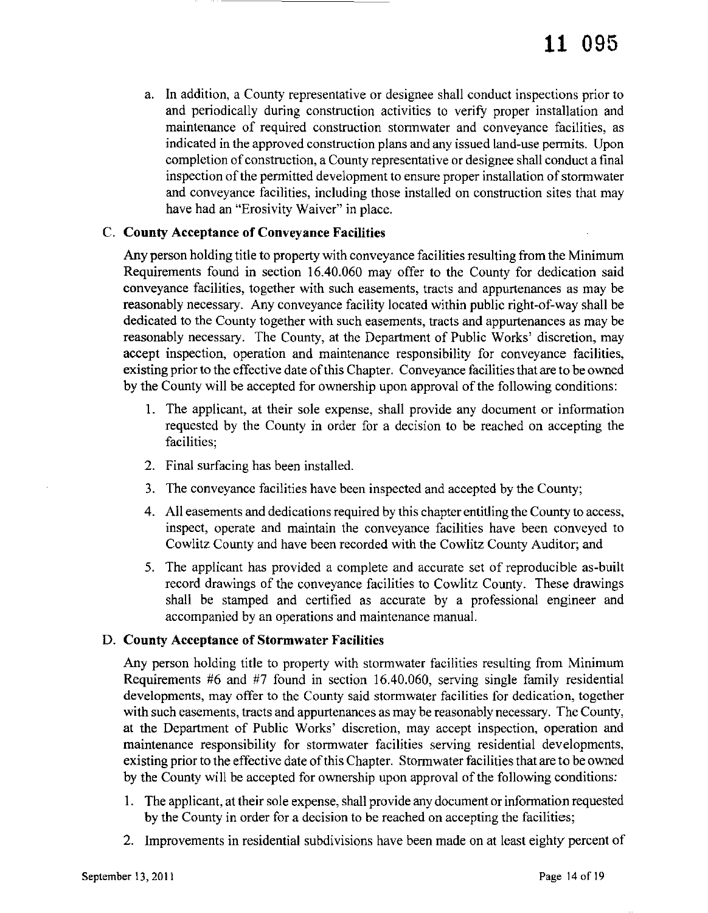a. In addition, a County representative or designee shall conduct inspections prior to and periodically during construction activities to verify proper installation and maintenance of required construction stormwater and conveyance facilities, as indicated in the approved construction plans and any issued land-use permits. Upon completion of construction, a County representative or designee shall conduct a final inspection of the permitted development to ensure proper installation of stormwater and conveyance facilities, including those installed on construction sites that may have had an "Erosivity Waiver" in place.

**C. County Acceptance of Conveyance Facilities**

Any person holding title to property with conveyance facilities resulting from the Minimum Requirements found in section 16.40.060 may offer to the County for dedication said conveyance facilities, together with such easements, tracts and appurtenances as may be reasonably necessary. Any conveyance facility located within public right-of-way shall be dedicated to the County together with such easements, tracts and appurtenances as may be reasonably necessary. The County, at the Department of Public Works' discretion, may accept inspection, operation and maintenance responsibility for conveyance facilities, existing prior to the effective date of this Chapter. Conveyance facilities that are to be owned by the County will be accepted for ownership upon approval of the following conditions:

1. The applicant, at their sole expense, shall provide any document or information requested by the County in order for a decision to be reached on accepting the facilities;
2. Final surfacing has been installed.
3. The conveyance facilities have been inspected and accepted by the County;
4. All easements and dedications required by this chapter entitling the County to access, inspect, operate and maintain the conveyance facilities have been conveyed to Cowlitz County and have been recorded with the Cowlitz County Auditor; and
5. The applicant has provided a complete and accurate set of reproducible as-built record drawings of the conveyance facilities to Cowlitz County. These drawings shall be stamped and certified as accurate by a professional engineer and accompanied by an operations and maintenance manual.

**D. County Acceptance of Stormwater Facilities**

Any person holding title to property with stormwater facilities resulting from Minimum Requirements #6 and #7 found in section 16.40.060, serving single family residential developments, may offer to the County said stormwater facilities for dedication, together with such easements, tracts and appurtenances as may be reasonably necessary. The County, at the Department of Public Works' discretion, may accept inspection, operation and maintenance responsibility for stormwater facilities serving residential developments, existing prior to the effective date of this Chapter. Stormwater facilities that are to be owned by the County will be accepted for ownership upon approval of the following conditions:

1. The applicant, at their sole expense, shall provide any document or information requested by the County in order for a decision to be reached on accepting the facilities;
2. Improvements in residential subdivisions have been made on at least eighty percent of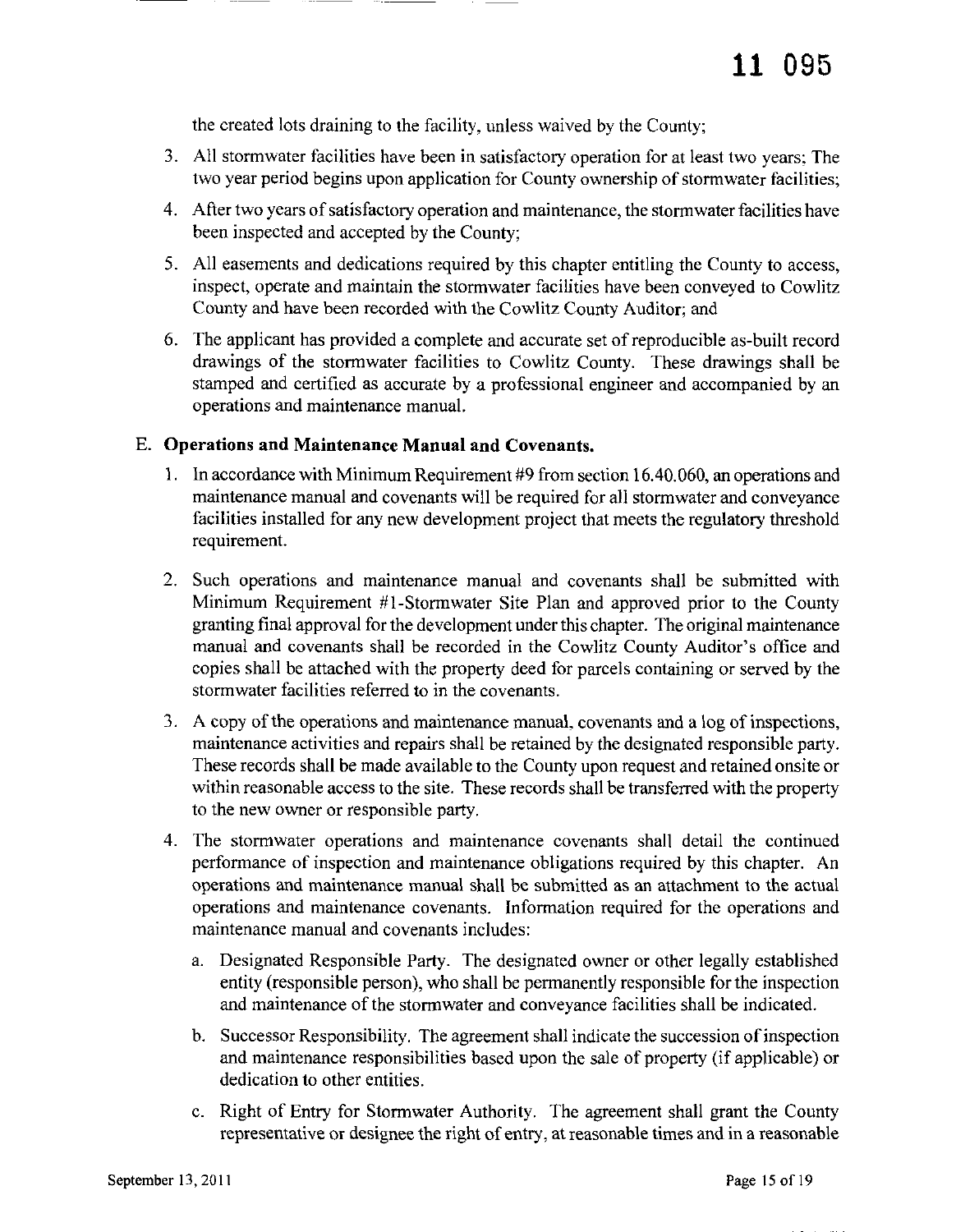the created lots draining to the facility, unless waived by the County;

3. All stormwater facilities have been in satisfactory operation for at least two years; The two year period begins upon application for County ownership of stormwater facilities;
4. After two years of satisfactory operation and maintenance, the stormwater facilities have been inspected and accepted by the County;
5. All easements and dedications required by this chapter entitling the County to access, inspect, operate and maintain the stormwater facilities have been conveyed to Cowlitz County and have been recorded with the Cowlitz County Auditor; and
6. The applicant has provided a complete and accurate set of reproducible as-built record drawings of the stormwater facilities to Cowlitz County. These drawings shall be stamped and certified as accurate by a professional engineer and accompanied by an operations and maintenance manual.

E. **Operations and Maintenance Manual and Covenants.**

1. In accordance with Minimum Requirement #9 from section 16.40.060, an operations and maintenance manual and covenants will be required for all stormwater and conveyance facilities installed for any new development project that meets the regulatory threshold requirement.
2. Such operations and maintenance manual and covenants shall be submitted with Minimum Requirement #1-Stormwater Site Plan and approved prior to the County granting final approval for the development under this chapter. The original maintenance manual and covenants shall be recorded in the Cowlitz County Auditor's office and copies shall be attached with the property deed for parcels containing or served by the stormwater facilities referred to in the covenants.
3. A copy of the operations and maintenance manual, covenants and a log of inspections, maintenance activities and repairs shall be retained by the designated responsible party. These records shall be made available to the County upon request and retained onsite or within reasonable access to the site. These records shall be transferred with the property to the new owner or responsible party.
4. The stormwater operations and maintenance covenants shall detail the continued performance of inspection and maintenance obligations required by this chapter. An operations and maintenance manual shall be submitted as an attachment to the actual operations and maintenance covenants. Information required for the operations and maintenance manual and covenants includes:
   a. Designated Responsible Party. The designated owner or other legally established entity (responsible person), who shall be permanently responsible for the inspection and maintenance of the stormwater and conveyance facilities shall be indicated.
   b. Successor Responsibility. The agreement shall indicate the succession of inspection and maintenance responsibilities based upon the sale of property (if applicable) or dedication to other entities.
   c. Right of Entry for Stormwater Authority. The agreement shall grant the County representative or designee the right of entry, at reasonable times and in a reasonable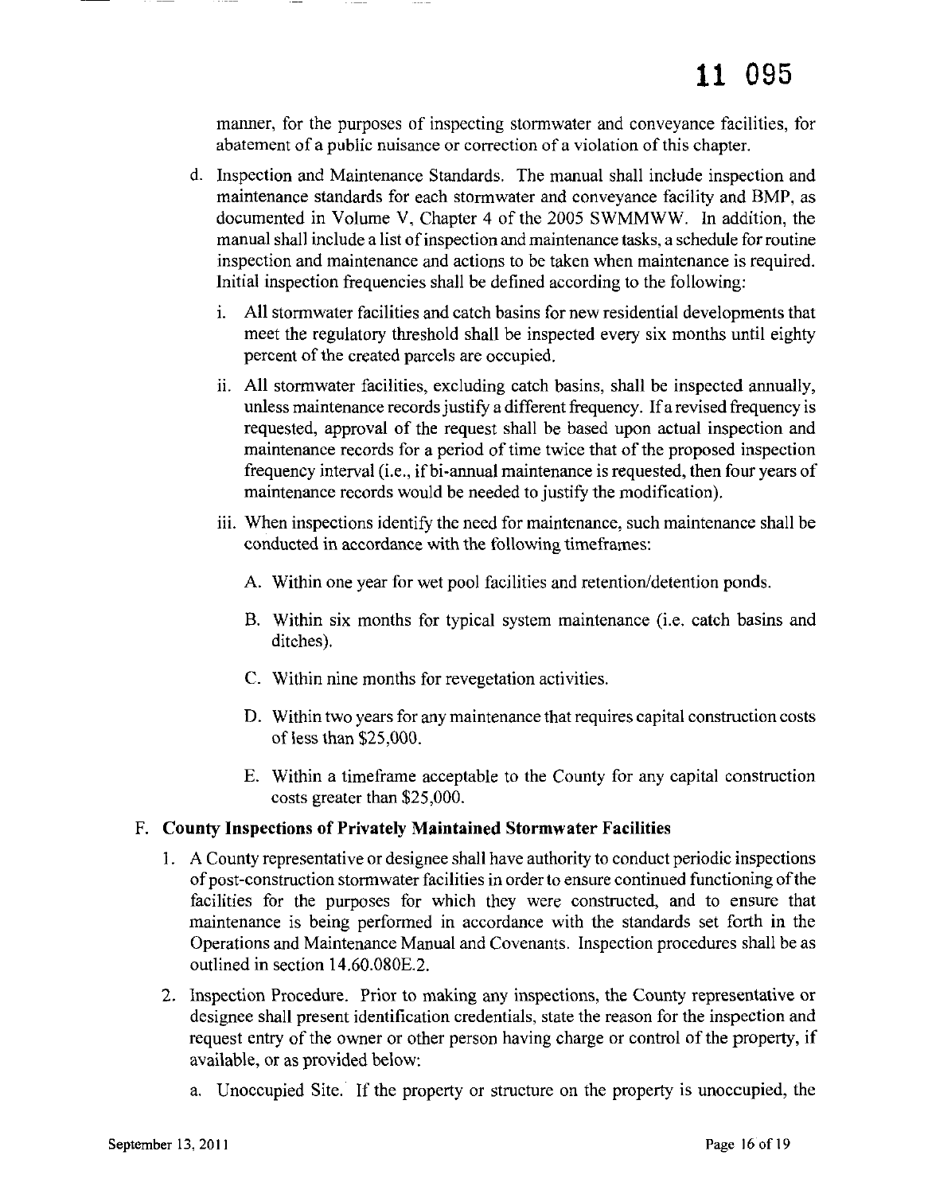manner, for the purposes of inspecting stormwater and conveyance facilities, for abatement of a public nuisance or correction of a violation of this chapter.

d. Inspection and Maintenance Standards. The manual shall include inspection and maintenance standards for each stormwater and conveyance facility and BMP, as documented in Volume V, Chapter 4 of the 2005 SWMMWW. In addition, the manual shall include a list of inspection and maintenance tasks, a schedule for routine inspection and maintenance and actions to be taken when maintenance is required. Initial inspection frequencies shall be defined according to the following:

   i. All stormwater facilities and catch basins for new residential developments that meet the regulatory threshold shall be inspected every six months until eighty percent of the created parcels are occupied.

   ii. All stormwater facilities, excluding catch basins, shall be inspected annually, unless maintenance records justify a different frequency. If a revised frequency is requested, approval of the request shall be based upon actual inspection and maintenance records for a period of time twice that of the proposed inspection frequency interval (i.e., if bi-annual maintenance is requested, then four years of maintenance records would be needed to justify the modification).

   iii. When inspections identify the need for maintenance, such maintenance shall be conducted in accordance with the following timeframes:

      A. Within one year for wet pool facilities and retention/detention ponds.

      B. Within six months for typical system maintenance (i.e. catch basins and ditches).

      C. Within nine months for revegetation activities.

      D. Within two years for any maintenance that requires capital construction costs of less than $25,000.

      E. Within a timeframe acceptable to the County for any capital construction costs greater than $25,000.

**F. County Inspections of Privately Maintained Stormwater Facilities**

1. A County representative or designee shall have authority to conduct periodic inspections of post-construction stormwater facilities in order to ensure continued functioning of the facilities for the purposes for which they were constructed, and to ensure that maintenance is being performed in accordance with the standards set forth in the Operations and Maintenance Manual and Covenants. Inspection procedures shall be as outlined in section 14.60.080E.2.

2. Inspection Procedure. Prior to making any inspections, the County representative or designee shall present identification credentials, state the reason for the inspection and request entry of the owner or other person having charge or control of the property, if available, or as provided below:

   a. Unoccupied Site. If the property or structure on the property is unoccupied, the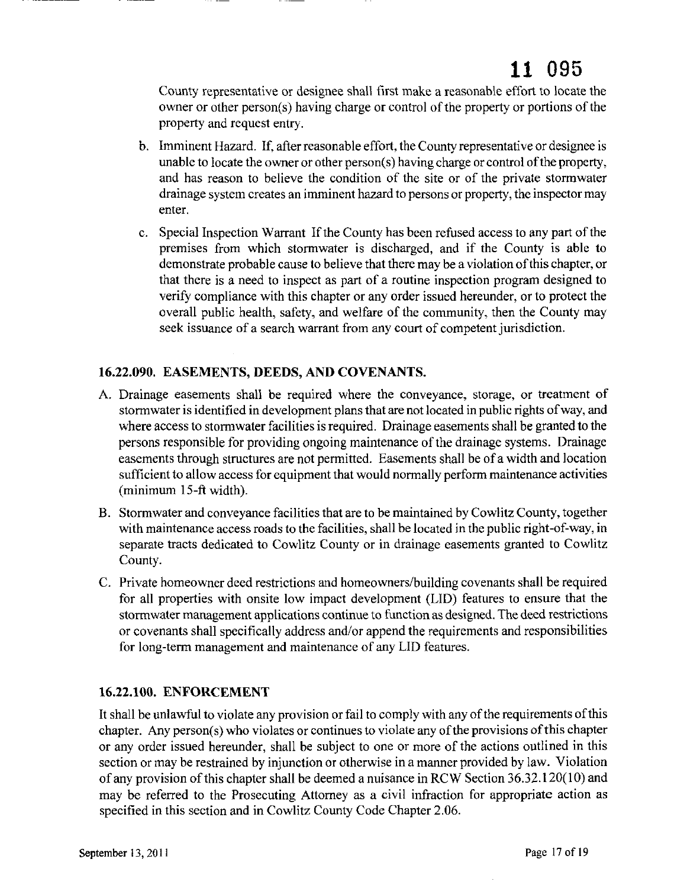County representative or designee shall first make a reasonable effort to locate the owner or other person(s) having charge or control of the property or portions of the property and request entry.

b. Imminent Hazard. If, after reasonable effort, the County representative or designee is unable to locate the owner or other person(s) having charge or control of the property, and has reason to believe the condition of the site or of the private stormwater drainage system creates an imminent hazard to persons or property, the inspector may enter.

c. Special Inspection Warrant If the County has been refused access to any part of the premises from which stormwater is discharged, and if the County is able to demonstrate probable cause to believe that there may be a violation of this chapter, or that there is a need to inspect as part of a routine inspection program designed to verify compliance with this chapter or any order issued hereunder, or to protect the overall public health, safety, and welfare of the community, then the County may seek issuance of a search warrant from any court of competent jurisdiction.

## 16.22.090. EASEMENTS, DEEDS, AND COVENANTS.

A. Drainage easements shall be required where the conveyance, storage, or treatment of stormwater is identified in development plans that are not located in public rights of way, and where access to stormwater facilities is required. Drainage easements shall be granted to the persons responsible for providing ongoing maintenance of the drainage systems. Drainage easements through structures are not permitted. Easements shall be of a width and location sufficient to allow access for equipment that would normally perform maintenance activities (minimum 15-ft width).

B. Stormwater and conveyance facilities that are to be maintained by Cowlitz County, together with maintenance access roads to the facilities, shall be located in the public right-of-way, in separate tracts dedicated to Cowlitz County or in drainage easements granted to Cowlitz County.

C. Private homeowner deed restrictions and homeowners/building covenants shall be required for all properties with onsite low impact development (LID) features to ensure that the stormwater management applications continue to function as designed. The deed restrictions or covenants shall specifically address and/or append the requirements and responsibilities for long-term management and maintenance of any LID features.

## 16.22.100. ENFORCEMENT

It shall be unlawful to violate any provision or fail to comply with any of the requirements of this chapter. Any person(s) who violates or continues to violate any of the provisions of this chapter or any order issued hereunder, shall be subject to one or more of the actions outlined in this section or may be restrained by injunction or otherwise in a manner provided by law. Violation of any provision of this chapter shall be deemed a nuisance in RCW Section 36.32.120(10) and may be referred to the Prosecuting Attorney as a civil infraction for appropriate action as specified in this section and in Cowlitz County Code Chapter 2.06.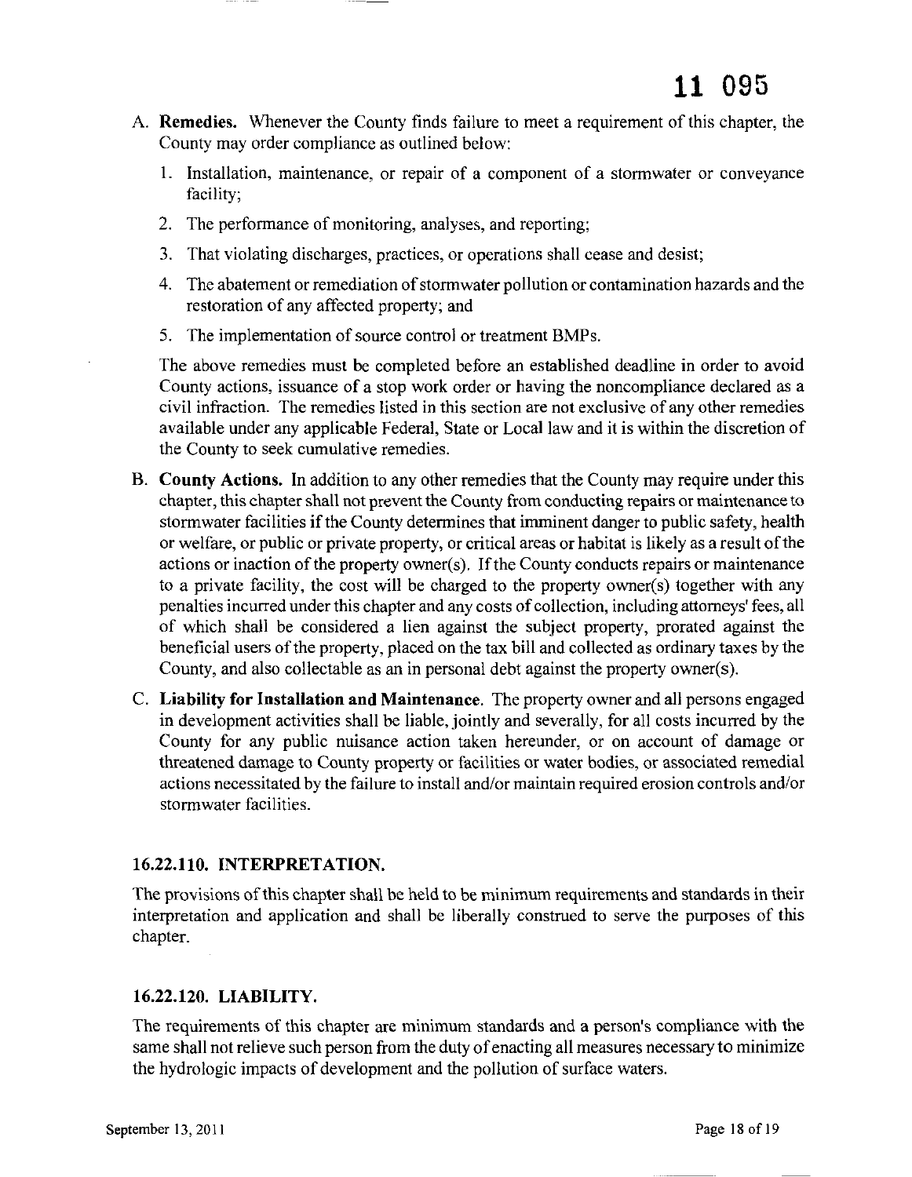A. **Remedies.** Whenever the County finds failure to meet a requirement of this chapter, the County may order compliance as outlined below:

   1. Installation, maintenance, or repair of a component of a stormwater or conveyance facility;
   2. The performance of monitoring, analyses, and reporting;
   3. That violating discharges, practices, or operations shall cease and desist;
   4. The abatement or remediation of stormwater pollution or contamination hazards and the restoration of any affected property; and
   5. The implementation of source control or treatment BMPs.

   The above remedies must be completed before an established deadline in order to avoid County actions, issuance of a stop work order or having the noncompliance declared as a civil infraction. The remedies listed in this section are not exclusive of any other remedies available under any applicable Federal, State or Local law and it is within the discretion of the County to seek cumulative remedies.

B. **County Actions.** In addition to any other remedies that the County may require under this chapter, this chapter shall not prevent the County from conducting repairs or maintenance to stormwater facilities if the County determines that imminent danger to public safety, health or welfare, or public or private property, or critical areas or habitat is likely as a result of the actions or inaction of the property owner(s). If the County conducts repairs or maintenance to a private facility, the cost will be charged to the property owner(s) together with any penalties incurred under this chapter and any costs of collection, including attorneys' fees, all of which shall be considered a lien against the subject property, prorated against the beneficial users of the property, placed on the tax bill and collected as ordinary taxes by the County, and also collectable as an in personal debt against the property owner(s).

C. **Liability for Installation and Maintenance.** The property owner and all persons engaged in development activities shall be liable, jointly and severally, for all costs incurred by the County for any public nuisance action taken hereunder, or on account of damage or threatened damage to County property or facilities or water bodies, or associated remedial actions necessitated by the failure to install and/or maintain required erosion controls and/or stormwater facilities.

### 16.22.110. INTERPRETATION.

The provisions of this chapter shall be held to be minimum requirements and standards in their interpretation and application and shall be liberally construed to serve the purposes of this chapter.

### 16.22.120. LIABILITY.

The requirements of this chapter are minimum standards and a person's compliance with the same shall not relieve such person from the duty of enacting all measures necessary to minimize the hydrologic impacts of development and the pollution of surface waters.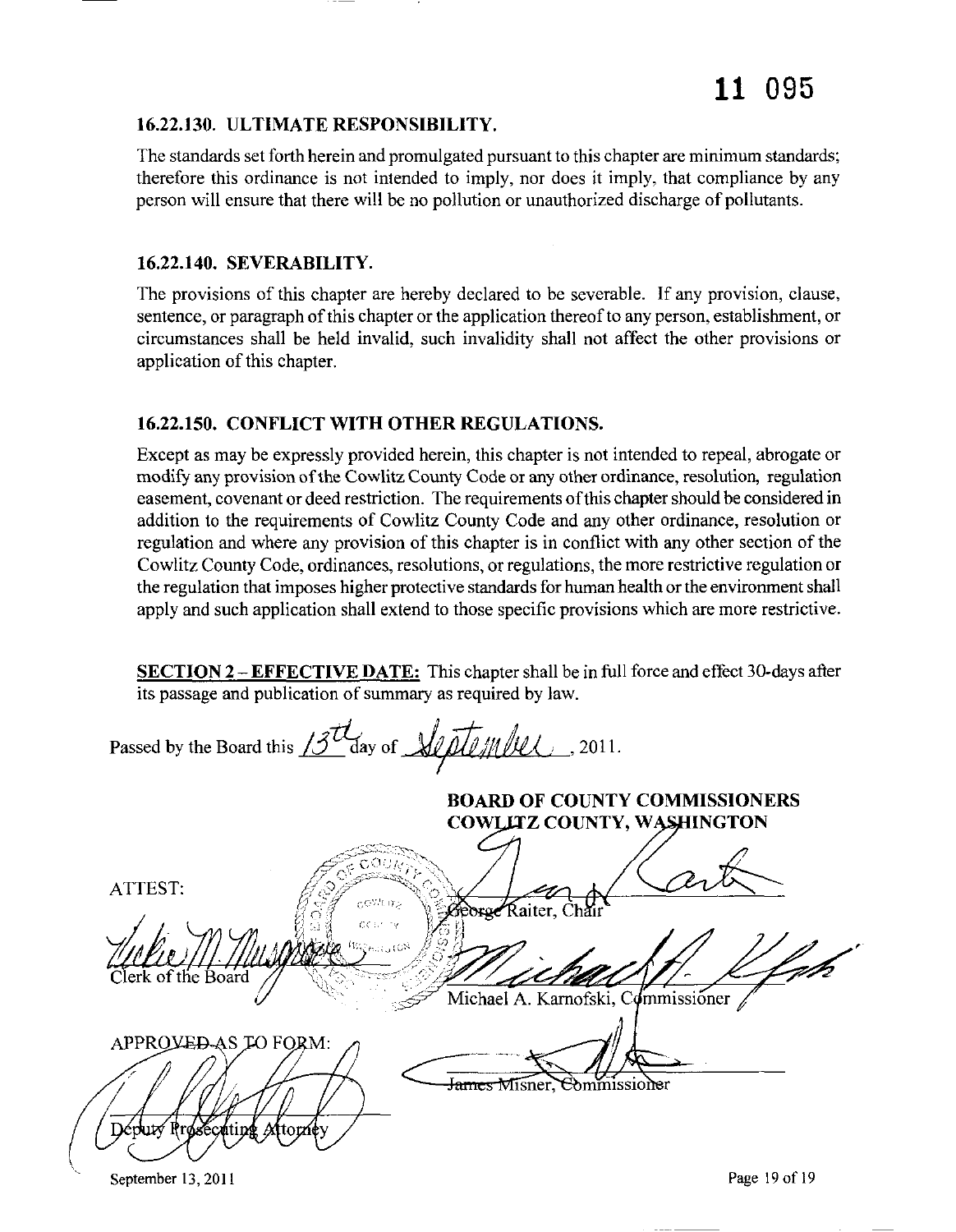**11 095**

### 16.22.130. ULTIMATE RESPONSIBILITY.

The standards set forth herein and promulgated pursuant to this chapter are minimum standards; therefore this ordinance is not intended to imply, nor does it imply, that compliance by any person will ensure that there will be no pollution or unauthorized discharge of pollutants.

### 16.22.140. SEVERABILITY.

The provisions of this chapter are hereby declared to be severable. If any provision, clause, sentence, or paragraph of this chapter or the application thereof to any person, establishment, or circumstances shall be held invalid, such invalidity shall not affect the other provisions or application of this chapter.

### 16.22.150. CONFLICT WITH OTHER REGULATIONS.

Except as may be expressly provided herein, this chapter is not intended to repeal, abrogate or modify any provision of the Cowlitz County Code or any other ordinance, resolution, regulation easement, covenant or deed restriction. The requirements of this chapter should be considered in addition to the requirements of Cowlitz County Code and any other ordinance, resolution or regulation and where any provision of this chapter is in conflict with any other section of the Cowlitz County Code, ordinances, resolutions, or regulations, the more restrictive regulation or the regulation that imposes higher protective standards for human health or the environment shall apply and such application shall extend to those specific provisions which are more restrictive.

**SECTION 2 – EFFECTIVE DATE:** This chapter shall be in full force and effect 30-days after its passage and publication of summary as required by law.

Passed by the Board this 13th day of September, 2011.

**BOARD OF COUNTY COMMISSIONERS**
**COWLITZ COUNTY, WASHINGTON**

ATTEST:

George Raiter, Chair

Clerk of the Board

Michael A. Karnofski, Commissioner

APPROVED AS TO FORM:

James Misner, Commissioner

Deputy Prosecuting Attorney

September 13, 2011